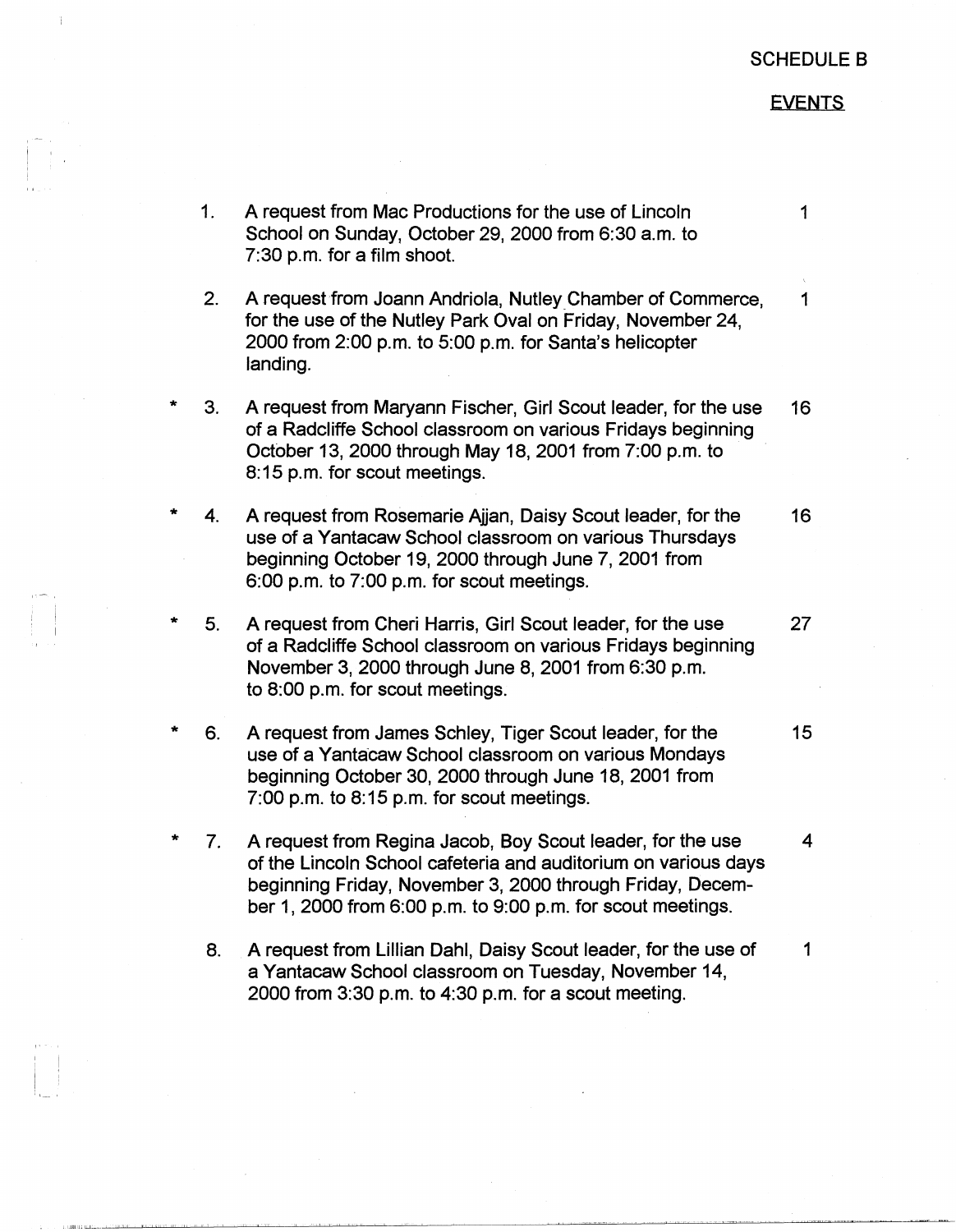SCHEDULE B

EVENTS

| | No. | Request | |
|---|---|---|---|
| | 1. | A request from Mac Productions for the use of Lincoln School on Sunday, October 29, 2000 from 6:30 a.m. to 7:30 p.m. for a film shoot. | 1 |
| | 2. | A request from Joann Andriola, Nutley Chamber of Commerce, for the use of the Nutley Park Oval on Friday, November 24, 2000 from 2:00 p.m. to 5:00 p.m. for Santa's helicopter landing. | 1 |
| * | 3. | A request from Maryann Fischer, Girl Scout leader, for the use of a Radcliffe School classroom on various Fridays beginning October 13, 2000 through May 18, 2001 from 7:00 p.m. to 8:15 p.m. for scout meetings. | 16 |
| * | 4. | A request from Rosemarie Ajjan, Daisy Scout leader, for the use of a Yantacaw School classroom on various Thursdays beginning October 19, 2000 through June 7, 2001 from 6:00 p.m. to 7:00 p.m. for scout meetings. | 16 |
| * | 5. | A request from Cheri Harris, Girl Scout leader, for the use of a Radcliffe School classroom on various Fridays beginning November 3, 2000 through June 8, 2001 from 6:30 p.m. to 8:00 p.m. for scout meetings. | 27 |
| * | 6. | A request from James Schley, Tiger Scout leader, for the use of a Yantacaw School classroom on various Mondays beginning October 30, 2000 through June 18, 2001 from 7:00 p.m. to 8:15 p.m. for scout meetings. | 15 |
| * | 7. | A request from Regina Jacob, Boy Scout leader, for the use of the Lincoln School cafeteria and auditorium on various days beginning Friday, November 3, 2000 through Friday, December 1, 2000 from 6:00 p.m. to 9:00 p.m. for scout meetings. | 4 |
| | 8. | A request from Lillian Dahl, Daisy Scout leader, for the use of a Yantacaw School classroom on Tuesday, November 14, 2000 from 3:30 p.m. to 4:30 p.m. for a scout meeting. | 1 |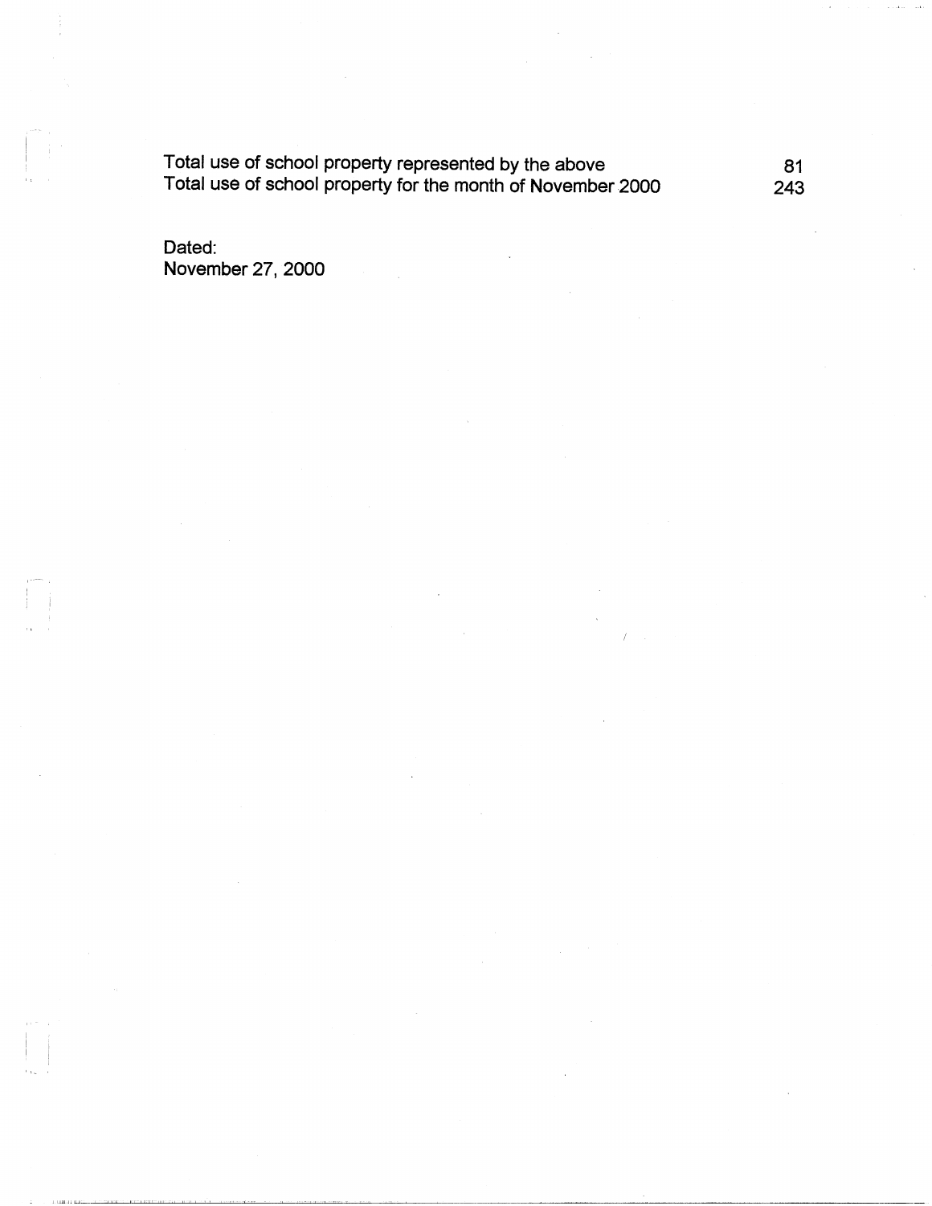| | |
|---|---|
| Total use of school property represented by the above | 81 |
| Total use of school property for the month of November 2000 | 243 |

Dated:
November 27, 2000